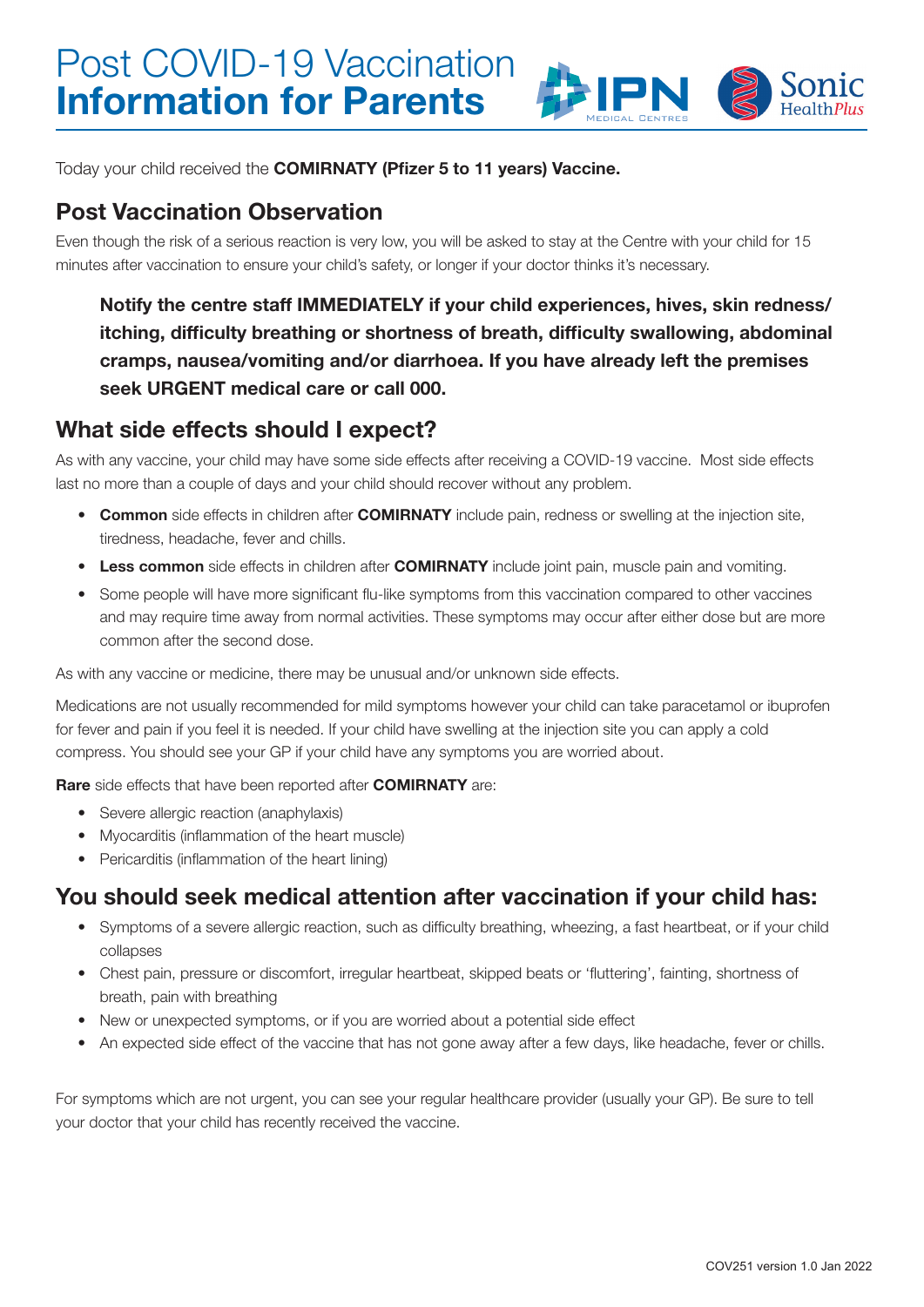# Post COVID-19 Vaccination **Information for Parents**

Today your child received the **COMIRNATY (Pfizer 5 to 11 years) Vaccine.**

## Post Vaccination Observation

Even though the risk of a serious reaction is very low, you will be asked to stay at the Centre with your child for 15 minutes after vaccination to ensure your child's safety, or longer if your doctor thinks it's necessary.

> **Notify the centre staff IMMEDIATELY if your child experiences, hives, skin redness/ itching, difficulty breathing or shortness of breath, difficulty swallowing, abdominal cramps, nausea/vomiting and/or diarrhoea. If you have already left the premises seek URGENT medical care or call 000.**

## What side effects should I expect?

As with any vaccine, your child may have some side effects after receiving a COVID-19 vaccine. Most side effects last no more than a couple of days and your child should recover without any problem.

- **Common** side effects in children after **COMIRNATY** include pain, redness or swelling at the injection site, tiredness, headache, fever and chills.
- **Less common** side effects in children after **COMIRNATY** include joint pain, muscle pain and vomiting.
- Some people will have more significant flu-like symptoms from this vaccination compared to other vaccines and may require time away from normal activities. These symptoms may occur after either dose but are more common after the second dose.

As with any vaccine or medicine, there may be unusual and/or unknown side effects.

Medications are not usually recommended for mild symptoms however your child can take paracetamol or ibuprofen for fever and pain if you feel it is needed. If your child have swelling at the injection site you can apply a cold compress. You should see your GP if your child have any symptoms you are worried about.

**Rare** side effects that have been reported after **COMIRNATY** are:

- Severe allergic reaction (anaphylaxis)
- Myocarditis (inflammation of the heart muscle)
- Pericarditis (inflammation of the heart lining)

## You should seek medical attention after vaccination if your child has:

- Symptoms of a severe allergic reaction, such as difficulty breathing, wheezing, a fast heartbeat, or if your child collapses
- Chest pain, pressure or discomfort, irregular heartbeat, skipped beats or 'fluttering', fainting, shortness of breath, pain with breathing
- New or unexpected symptoms, or if you are worried about a potential side effect
- An expected side effect of the vaccine that has not gone away after a few days, like headache, fever or chills.

For symptoms which are not urgent, you can see your regular healthcare provider (usually your GP). Be sure to tell your doctor that your child has recently received the vaccine.

COV251 version 1.0 Jan 2022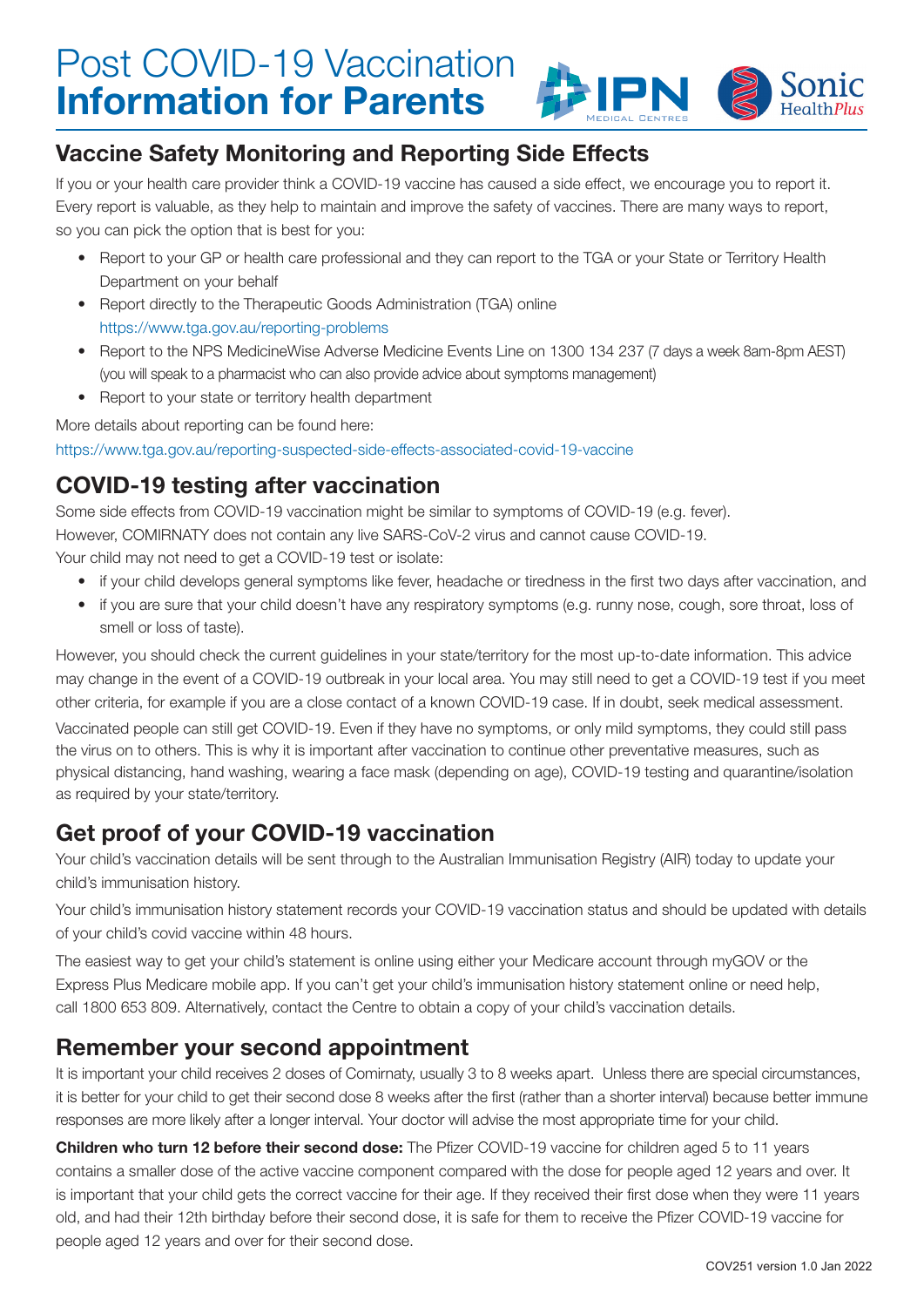# Post COVID-19 Vaccination **Information for Parents**

## Vaccine Safety Monitoring and Reporting Side Effects

If you or your health care provider think a COVID-19 vaccine has caused a side effect, we encourage you to report it. Every report is valuable, as they help to maintain and improve the safety of vaccines. There are many ways to report, so you can pick the option that is best for you:

- Report to your GP or health care professional and they can report to the TGA or your State or Territory Health Department on your behalf
- Report directly to the Therapeutic Goods Administration (TGA) online https://www.tga.gov.au/reporting-problems
- Report to the NPS MedicineWise Adverse Medicine Events Line on 1300 134 237 (7 days a week 8am-8pm AEST) (you will speak to a pharmacist who can also provide advice about symptoms management)
- Report to your state or territory health department

More details about reporting can be found here:
https://www.tga.gov.au/reporting-suspected-side-effects-associated-covid-19-vaccine

## COVID-19 testing after vaccination

Some side effects from COVID-19 vaccination might be similar to symptoms of COVID-19 (e.g. fever).
However, COMIRNATY does not contain any live SARS-CoV-2 virus and cannot cause COVID-19.
Your child may not need to get a COVID-19 test or isolate:

- if your child develops general symptoms like fever, headache or tiredness in the first two days after vaccination, and
- if you are sure that your child doesn't have any respiratory symptoms (e.g. runny nose, cough, sore throat, loss of smell or loss of taste).

However, you should check the current guidelines in your state/territory for the most up-to-date information. This advice may change in the event of a COVID-19 outbreak in your local area. You may still need to get a COVID-19 test if you meet other criteria, for example if you are a close contact of a known COVID-19 case. If in doubt, seek medical assessment.

Vaccinated people can still get COVID-19. Even if they have no symptoms, or only mild symptoms, they could still pass the virus on to others. This is why it is important after vaccination to continue other preventative measures, such as physical distancing, hand washing, wearing a face mask (depending on age), COVID-19 testing and quarantine/isolation as required by your state/territory.

## Get proof of your COVID-19 vaccination

Your child's vaccination details will be sent through to the Australian Immunisation Registry (AIR) today to update your child's immunisation history.

Your child's immunisation history statement records your COVID-19 vaccination status and should be updated with details of your child's covid vaccine within 48 hours.

The easiest way to get your child's statement is online using either your Medicare account through myGOV or the Express Plus Medicare mobile app. If you can't get your child's immunisation history statement online or need help, call 1800 653 809. Alternatively, contact the Centre to obtain a copy of your child's vaccination details.

## Remember your second appointment

It is important your child receives 2 doses of Comirnaty, usually 3 to 8 weeks apart. Unless there are special circumstances, it is better for your child to get their second dose 8 weeks after the first (rather than a shorter interval) because better immune responses are more likely after a longer interval. Your doctor will advise the most appropriate time for your child.

**Children who turn 12 before their second dose:** The Pfizer COVID-19 vaccine for children aged 5 to 11 years contains a smaller dose of the active vaccine component compared with the dose for people aged 12 years and over. It is important that your child gets the correct vaccine for their age. If they received their first dose when they were 11 years old, and had their 12th birthday before their second dose, it is safe for them to receive the Pfizer COVID-19 vaccine for people aged 12 years and over for their second dose.

COV251 version 1.0 Jan 2022